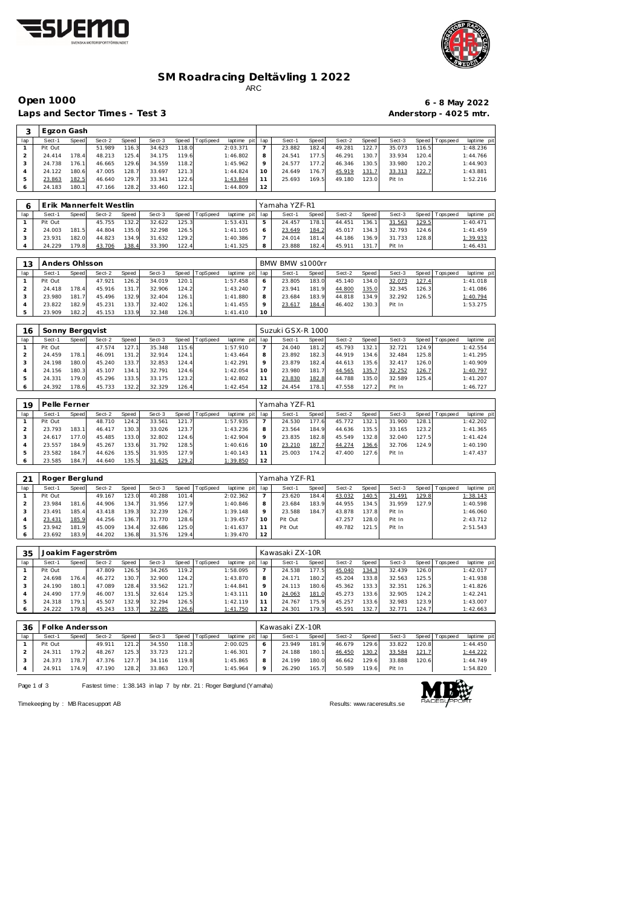# SM Roadracing Deltävling 1 2022

ARC

## Open 1000

**Laps and Sector Times - Test 3**

6 - 8 May 2022

Anderstorp - 4025 mtr.

### 3 Egzon Gash

| lap | Sect-1 | Speed | Sect-2 | Speed | Sect-3 | Speed | TopSpeed | laptime pit | lap | Sect-1 | Speed | Sect-2 | Speed | Sect-3 | Speed | Topspeed | laptime pit |
|---|---|---|---|---|---|---|---|---|---|---|---|---|---|---|---|---|---|
| 1 | Pit Out | | 51.989 | 116.3 | 34.623 | 118.0 | | 2:03.371 | 7 | 23.882 | 182.4 | 49.281 | 122.7 | 35.073 | 116.5 | | 1:48.236 |
| 2 | 24.414 | 178.4 | 48.213 | 125.4 | 34.175 | 119.6 | | 1:46.802 | 8 | 24.541 | 177.5 | 46.291 | 130.7 | 33.934 | 120.4 | | 1:44.766 |
| 3 | 24.738 | 176.1 | 46.665 | 129.6 | 34.559 | 118.2 | | 1:45.962 | 9 | 24.577 | 177.2 | 46.346 | 130.5 | 33.980 | 120.2 | | 1:44.903 |
| 4 | 24.122 | 180.6 | 47.005 | 128.7 | 33.697 | 121.3 | | 1:44.824 | 10 | 24.649 | 176.7 | 45.919 | 131.7 | 33.313 | 122.7 | | 1:43.881 |
| 5 | 23.863 | 182.5 | 46.640 | 129.7 | 33.341 | 122.6 | | 1:43.844 | 11 | 25.693 | 169.5 | 49.180 | 123.0 | Pit In | | | 1:52.216 |
| 6 | 24.183 | 180.1 | 47.166 | 128.2 | 33.460 | 122.1 | | 1:44.809 | 12 | | | | | | | | |

### 6 Erik Mannerfelt Westlin — Yamaha YZF-R1

| lap | Sect-1 | Speed | Sect-2 | Speed | Sect-3 | Speed | TopSpeed | laptime pit | lap | Sect-1 | Speed | Sect-2 | Speed | Sect-3 | Speed | Topspeed | laptime pit |
|---|---|---|---|---|---|---|---|---|---|---|---|---|---|---|---|---|---|
| 1 | Pit Out | | 45.755 | 132.2 | 32.622 | 125.3 | | 1:53.431 | 5 | 24.457 | 178.1 | 44.451 | 136.1 | 31.563 | 129.5 | | 1:40.471 |
| 2 | 24.003 | 181.5 | 44.804 | 135.0 | 32.298 | 126.5 | | 1:41.105 | 6 | 23.649 | 184.2 | 45.017 | 134.3 | 32.793 | 124.6 | | 1:41.459 |
| 3 | 23.931 | 182.0 | 44.823 | 134.9 | 31.632 | 129.2 | | 1:40.386 | 7 | 24.014 | 181.4 | 44.186 | 136.9 | 31.733 | 128.8 | | 1:39.933 |
| 4 | 24.229 | 179.8 | 43.706 | 138.4 | 33.390 | 122.4 | | 1:41.325 | 8 | 23.888 | 182.4 | 45.911 | 131.7 | Pit In | | | 1:46.431 |

### 13 Anders Ohlsson — BMW BMW s1000rr

| lap | Sect-1 | Speed | Sect-2 | Speed | Sect-3 | Speed | TopSpeed | laptime pit | lap | Sect-1 | Speed | Sect-2 | Speed | Sect-3 | Speed | Topspeed | laptime pit |
|---|---|---|---|---|---|---|---|---|---|---|---|---|---|---|---|---|---|
| 1 | Pit Out | | 47.921 | 126.2 | 34.019 | 120.1 | | 1:57.458 | 6 | 23.805 | 183.0 | 45.140 | 134.0 | 32.073 | 127.4 | | 1:41.018 |
| 2 | 24.418 | 178.4 | 45.916 | 131.7 | 32.906 | 124.2 | | 1:43.240 | 7 | 23.941 | 181.9 | 44.800 | 135.0 | 32.345 | 126.3 | | 1:41.086 |
| 3 | 23.980 | 181.7 | 45.496 | 132.9 | 32.404 | 126.1 | | 1:41.880 | 8 | 23.684 | 183.9 | 44.818 | 134.9 | 32.292 | 126.5 | | 1:40.794 |
| 4 | 23.822 | 182.9 | 45.231 | 133.7 | 32.402 | 126.1 | | 1:41.455 | 9 | 23.617 | 184.4 | 46.402 | 130.3 | Pit In | | | 1:53.275 |
| 5 | 23.909 | 182.2 | 45.153 | 133.9 | 32.348 | 126.3 | | 1:41.410 | 10 | | | | | | | | |

### 16 Sonny Bergqvist — Suzuki GSX-R 1000

| lap | Sect-1 | Speed | Sect-2 | Speed | Sect-3 | Speed | TopSpeed | laptime pit | lap | Sect-1 | Speed | Sect-2 | Speed | Sect-3 | Speed | Topspeed | laptime pit |
|---|---|---|---|---|---|---|---|---|---|---|---|---|---|---|---|---|---|
| 1 | Pit Out | | 47.574 | 127.1 | 35.348 | 115.6 | | 1:57.910 | 7 | 24.040 | 181.2 | 45.793 | 132.1 | 32.721 | 124.9 | | 1:42.554 |
| 2 | 24.459 | 178.1 | 46.091 | 131.2 | 32.914 | 124.1 | | 1:43.464 | 8 | 23.892 | 182.3 | 44.919 | 134.6 | 32.484 | 125.8 | | 1:41.295 |
| 3 | 24.198 | 180.0 | 45.240 | 133.7 | 32.853 | 124.4 | | 1:42.291 | 9 | 23.879 | 182.4 | 44.613 | 135.6 | 32.417 | 126.0 | | 1:40.909 |
| 4 | 24.156 | 180.3 | 45.107 | 134.1 | 32.791 | 124.6 | | 1:42.054 | 10 | 23.980 | 181.7 | 44.565 | 135.7 | 32.252 | 126.7 | | 1:40.797 |
| 5 | 24.331 | 179.0 | 45.296 | 133.5 | 33.175 | 123.2 | | 1:42.802 | 11 | 23.830 | 182.8 | 44.788 | 135.0 | 32.589 | 125.4 | | 1:41.207 |
| 6 | 24.392 | 178.6 | 45.733 | 132.2 | 32.329 | 126.4 | | 1:42.454 | 12 | 24.454 | 178.1 | 47.558 | 127.2 | Pit In | | | 1:46.727 |

### 19 Pelle Ferner — Yamaha YZF-R1

| lap | Sect-1 | Speed | Sect-2 | Speed | Sect-3 | Speed | TopSpeed | laptime pit | lap | Sect-1 | Speed | Sect-2 | Speed | Sect-3 | Speed | Topspeed | laptime pit |
|---|---|---|---|---|---|---|---|---|---|---|---|---|---|---|---|---|---|
| 1 | Pit Out | | 48.710 | 124.2 | 33.561 | 121.7 | | 1:57.935 | 7 | 24.530 | 177.6 | 45.772 | 132.1 | 31.900 | 128.1 | | 1:42.202 |
| 2 | 23.793 | 183.1 | 46.417 | 130.3 | 33.026 | 123.7 | | 1:43.236 | 8 | 23.564 | 184.9 | 44.636 | 135.5 | 33.165 | 123.2 | | 1:41.365 |
| 3 | 24.617 | 177.0 | 45.485 | 133.0 | 32.802 | 124.6 | | 1:42.904 | 9 | 23.835 | 182.8 | 45.549 | 132.8 | 32.040 | 127.5 | | 1:41.424 |
| 4 | 23.557 | 184.9 | 45.267 | 133.6 | 31.792 | 128.5 | | 1:40.616 | 10 | 23.210 | 187.7 | 44.274 | 136.6 | 32.706 | 124.9 | | 1:40.190 |
| 5 | 23.582 | 184.7 | 44.626 | 135.5 | 31.935 | 127.9 | | 1:40.143 | 11 | 25.003 | 174.2 | 47.400 | 127.6 | Pit In | | | 1:47.437 |
| 6 | 23.585 | 184.7 | 44.640 | 135.5 | 31.625 | 129.2 | | 1:39.850 | 12 | | | | | | | | |

### 21 Roger Berglund — Yamaha YZF-R1

| lap | Sect-1 | Speed | Sect-2 | Speed | Sect-3 | Speed | TopSpeed | laptime pit | lap | Sect-1 | Speed | Sect-2 | Speed | Sect-3 | Speed | Topspeed | laptime pit |
|---|---|---|---|---|---|---|---|---|---|---|---|---|---|---|---|---|---|
| 1 | Pit Out | | 49.167 | 123.0 | 40.288 | 101.4 | | 2:02.362 | 7 | 23.620 | 184.4 | 43.032 | 140.5 | 31.491 | 129.8 | | 1:38.143 |
| 2 | 23.984 | 181.6 | 44.906 | 134.7 | 31.956 | 127.9 | | 1:40.846 | 8 | 23.684 | 183.9 | 44.955 | 134.5 | 31.959 | 127.9 | | 1:40.598 |
| 3 | 23.491 | 185.4 | 43.418 | 139.3 | 32.239 | 126.7 | | 1:39.148 | 9 | 23.588 | 184.7 | 43.878 | 137.8 | Pit In | | | 1:46.060 |
| 4 | 23.431 | 185.9 | 44.256 | 136.7 | 31.770 | 128.6 | | 1:39.457 | 10 | Pit Out | | 47.257 | 128.0 | Pit In | | | 2:43.712 |
| 5 | 23.942 | 181.9 | 45.009 | 134.4 | 32.686 | 125.0 | | 1:41.637 | 11 | Pit Out | | 49.782 | 121.5 | Pit In | | | 2:51.543 |
| 6 | 23.692 | 183.9 | 44.202 | 136.8 | 31.576 | 129.4 | | 1:39.470 | 12 | | | | | | | | |

### 35 Joakim Fagerström — Kawasaki ZX-10R

| lap | Sect-1 | Speed | Sect-2 | Speed | Sect-3 | Speed | TopSpeed | laptime pit | lap | Sect-1 | Speed | Sect-2 | Speed | Sect-3 | Speed | Topspeed | laptime pit |
|---|---|---|---|---|---|---|---|---|---|---|---|---|---|---|---|---|---|
| 1 | Pit Out | | 47.809 | 126.5 | 34.265 | 119.2 | | 1:58.095 | 7 | 24.538 | 177.5 | 45.040 | 134.3 | 32.439 | 126.0 | | 1:42.017 |
| 2 | 24.698 | 176.4 | 46.272 | 130.7 | 32.900 | 124.2 | | 1:43.870 | 8 | 24.171 | 180.2 | 45.204 | 133.8 | 32.563 | 125.5 | | 1:41.938 |
| 3 | 24.190 | 180.1 | 47.089 | 128.4 | 33.562 | 121.7 | | 1:44.841 | 9 | 24.113 | 180.6 | 45.362 | 133.3 | 32.351 | 126.3 | | 1:41.826 |
| 4 | 24.490 | 177.9 | 46.007 | 131.5 | 32.614 | 125.3 | | 1:43.111 | 10 | 24.063 | 181.0 | 45.273 | 133.6 | 32.905 | 124.2 | | 1:42.241 |
| 5 | 24.318 | 179.1 | 45.507 | 132.9 | 32.294 | 126.5 | | 1:42.119 | 11 | 24.767 | 175.9 | 45.257 | 133.6 | 32.983 | 123.9 | | 1:43.007 |
| 6 | 24.222 | 179.8 | 45.243 | 133.7 | 32.285 | 126.6 | | 1:41.750 | 12 | 24.301 | 179.3 | 45.591 | 132.7 | 32.771 | 124.7 | | 1:42.663 |

### 36 Folke Andersson — Kawasaki ZX-10R

| lap | Sect-1 | Speed | Sect-2 | Speed | Sect-3 | Speed | TopSpeed | laptime pit | lap | Sect-1 | Speed | Sect-2 | Speed | Sect-3 | Speed | Topspeed | laptime pit |
|---|---|---|---|---|---|---|---|---|---|---|---|---|---|---|---|---|---|
| 1 | Pit Out | | 49.911 | 121.2 | 34.550 | 118.3 | | 2:00.025 | 6 | 23.949 | 181.9 | 46.679 | 129.6 | 33.822 | 120.8 | | 1:44.450 |
| 2 | 24.311 | 179.2 | 48.267 | 125.3 | 33.723 | 121.2 | | 1:46.301 | 7 | 24.188 | 180.1 | 46.450 | 130.2 | 33.584 | 121.7 | | 1:44.222 |
| 3 | 24.373 | 178.7 | 47.376 | 127.7 | 34.116 | 119.8 | | 1:45.865 | 8 | 24.199 | 180.0 | 46.662 | 129.6 | 33.888 | 120.6 | | 1:44.749 |
| 4 | 24.911 | 174.9 | 47.190 | 128.2 | 33.863 | 120.7 | | 1:45.964 | 9 | 26.290 | 165.7 | 50.589 | 119.6 | Pit In | | | 1:54.820 |

Fastest time : 1:38.143 in lap 7 by nbr. 21 : Roger Berglund (Yamaha)

Timekeeping by : MB Racesupport AB

Results: www.raceresults.se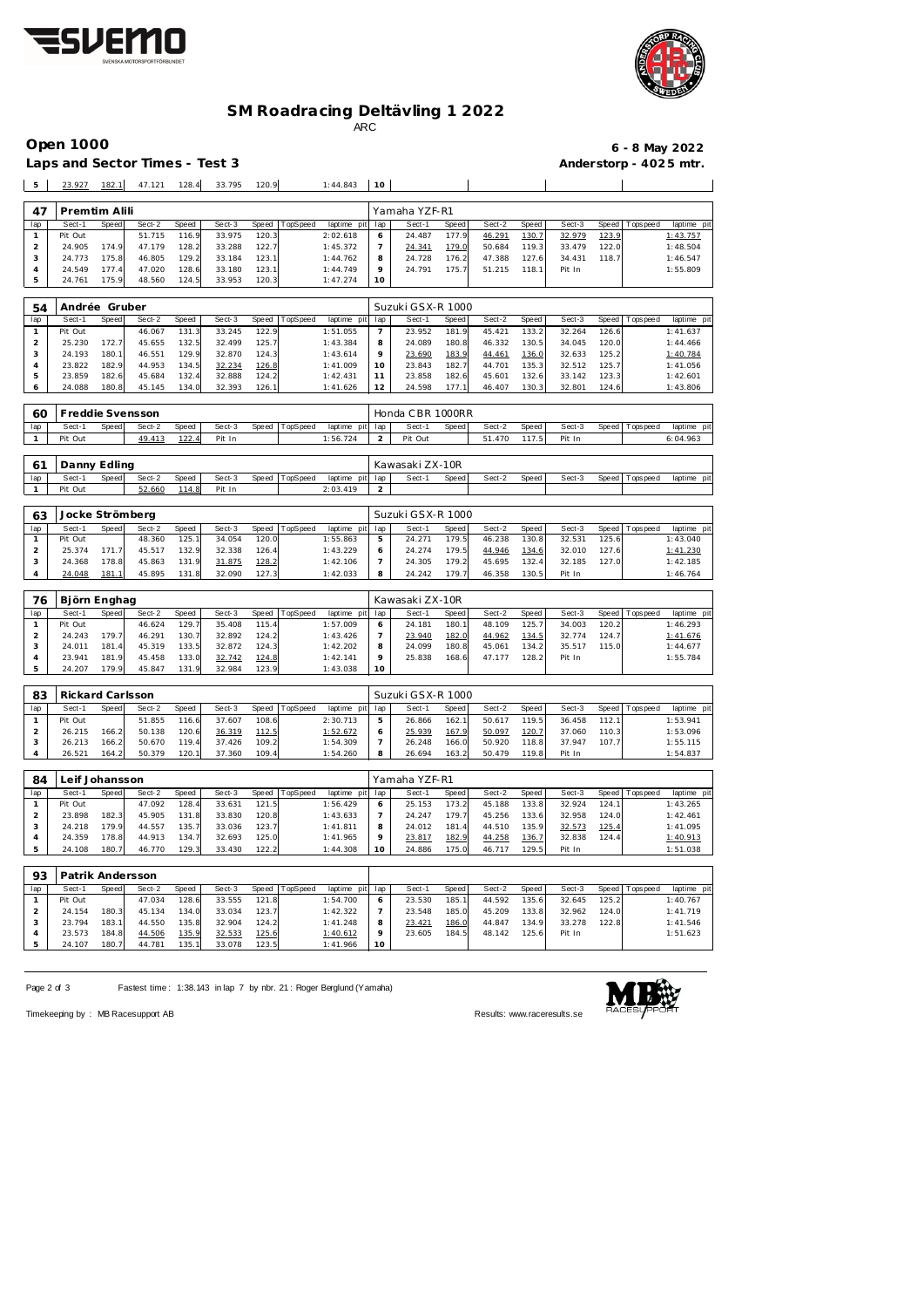# SM Roadracing Deltävling 1 2022

ARC

## Open 1000

**6 - 8 May 2022**

### Laps and Sector Times - Test 3

**Anderstorp - 4025 mtr.**

| lap | Sect-1 | Speed | Sect-2 | Speed | Sect-3 | Speed | TopSpeed | laptime pit | lap | Sect-1 | Speed | Sect-2 | Speed | Sect-3 | Speed | Topspeed | laptime pit |
|---|---|---|---|---|---|---|---|---|---|---|---|---|---|---|---|---|---|
| 5 | 23.927 | 182.1 | 47.121 | 128.4 | 33.795 | 120.9 | | 1:44.843 | 10 | | | | | | | | |

| 47 | Premtim Alili | | | | | | | | | Yamaha YZF-R1 | | | | | | | |
|---|---|---|---|---|---|---|---|---|---|---|---|---|---|---|---|---|---|
| lap | Sect-1 | Speed | Sect-2 | Speed | Sect-3 | Speed | TopSpeed | laptime pit | lap | Sect-1 | Speed | Sect-2 | Speed | Sect-3 | Speed | Topspeed | laptime pit |
| 1 | Pit Out | | 51.715 | 116.9 | 33.975 | 120.3 | | 2:02.618 | 6 | 24.487 | 177.9 | 46.291 | 130.7 | 32.979 | 123.9 | | 1:43.757 |
| 2 | 24.905 | 174.9 | 47.179 | 128.2 | 33.288 | 122.7 | | 1:45.372 | 7 | 24.341 | 179.0 | 50.684 | 119.3 | 33.479 | 122.0 | | 1:48.504 |
| 3 | 24.773 | 175.8 | 46.805 | 129.2 | 33.184 | 123.1 | | 1:44.762 | 8 | 24.728 | 176.2 | 47.388 | 127.6 | 34.431 | 118.7 | | 1:46.547 |
| 4 | 24.549 | 177.4 | 47.020 | 128.6 | 33.180 | 123.1 | | 1:44.749 | 9 | 24.791 | 175.7 | 51.215 | 118.1 | Pit In | | | 1:55.809 |
| 5 | 24.761 | 175.9 | 48.560 | 124.5 | 33.953 | 120.3 | | 1:47.274 | 10 | | | | | | | | |

| 54 | Andrée Gruber | | | | | | | | | Suzuki GSX-R 1000 | | | | | | | |
|---|---|---|---|---|---|---|---|---|---|---|---|---|---|---|---|---|---|
| lap | Sect-1 | Speed | Sect-2 | Speed | Sect-3 | Speed | TopSpeed | laptime pit | lap | Sect-1 | Speed | Sect-2 | Speed | Sect-3 | Speed | Topspeed | laptime pit |
| 1 | Pit Out | | 46.067 | 131.3 | 33.245 | 122.9 | | 1:51.055 | 7 | 23.952 | 181.9 | 45.421 | 133.2 | 32.264 | 126.6 | | 1:41.637 |
| 2 | 25.230 | 172.7 | 45.655 | 132.5 | 32.499 | 125.7 | | 1:43.384 | 8 | 24.089 | 180.8 | 46.332 | 130.5 | 34.045 | 120.0 | | 1:44.466 |
| 3 | 24.193 | 180.1 | 46.551 | 129.9 | 32.870 | 124.3 | | 1:43.614 | 9 | 23.690 | 183.9 | 44.461 | 136.0 | 32.633 | 125.2 | | 1:40.784 |
| 4 | 23.822 | 182.9 | 44.953 | 134.5 | 32.234 | 126.8 | | 1:41.009 | 10 | 23.843 | 182.7 | 44.701 | 135.3 | 32.512 | 125.7 | | 1:41.056 |
| 5 | 23.859 | 182.6 | 45.684 | 132.4 | 32.888 | 124.2 | | 1:42.431 | 11 | 23.858 | 182.6 | 45.601 | 132.6 | 33.142 | 123.3 | | 1:42.601 |
| 6 | 24.088 | 180.8 | 45.145 | 134.0 | 32.393 | 126.1 | | 1:41.626 | 12 | 24.598 | 177.1 | 46.407 | 130.3 | 32.801 | 124.6 | | 1:43.806 |

| 60 | Freddie Svensson | | | | | | | | | Honda CBR 1000RR | | | | | | | |
|---|---|---|---|---|---|---|---|---|---|---|---|---|---|---|---|---|---|
| lap | Sect-1 | Speed | Sect-2 | Speed | Sect-3 | Speed | TopSpeed | laptime pit | lap | Sect-1 | Speed | Sect-2 | Speed | Sect-3 | Speed | Topspeed | laptime pit |
| 1 | Pit Out | | 49.413 | 122.4 | Pit In | | | 1:56.724 | 2 | Pit Out | | 51.470 | 117.5 | Pit In | | | 6:04.963 |

| 61 | Danny Edling | | | | | | | | | Kawasaki ZX-10R | | | | | | | |
|---|---|---|---|---|---|---|---|---|---|---|---|---|---|---|---|---|---|
| lap | Sect-1 | Speed | Sect-2 | Speed | Sect-3 | Speed | TopSpeed | laptime pit | lap | Sect-1 | Speed | Sect-2 | Speed | Sect-3 | Speed | Topspeed | laptime pit |
| 1 | Pit Out | | 52.660 | 114.8 | Pit In | | | 2:03.419 | 2 | | | | | | | | |

| 63 | Jocke Strömberg | | | | | | | | | Suzuki GSX-R 1000 | | | | | | | |
|---|---|---|---|---|---|---|---|---|---|---|---|---|---|---|---|---|---|
| lap | Sect-1 | Speed | Sect-2 | Speed | Sect-3 | Speed | TopSpeed | laptime pit | lap | Sect-1 | Speed | Sect-2 | Speed | Sect-3 | Speed | Topspeed | laptime pit |
| 1 | Pit Out | | 48.360 | 125.1 | 34.054 | 120.0 | | 1:55.863 | 5 | 24.271 | 179.5 | 46.238 | 130.8 | 32.531 | 125.6 | | 1:43.040 |
| 2 | 25.374 | 171.7 | 45.517 | 132.9 | 32.338 | 126.4 | | 1:43.229 | 6 | 24.274 | 179.5 | 44.946 | 134.6 | 32.010 | 127.6 | | 1:41.230 |
| 3 | 24.368 | 178.8 | 45.863 | 131.9 | 31.875 | 128.2 | | 1:42.106 | 7 | 24.305 | 179.2 | 45.695 | 132.4 | 32.185 | 127.0 | | 1:42.185 |
| 4 | 24.048 | 181.1 | 45.895 | 131.8 | 32.090 | 127.3 | | 1:42.033 | 8 | 24.242 | 179.7 | 46.358 | 130.5 | Pit In | | | 1:46.764 |

| 76 | Björn Enghag | | | | | | | | | Kawasaki ZX-10R | | | | | | | |
|---|---|---|---|---|---|---|---|---|---|---|---|---|---|---|---|---|---|
| lap | Sect-1 | Speed | Sect-2 | Speed | Sect-3 | Speed | TopSpeed | laptime pit | lap | Sect-1 | Speed | Sect-2 | Speed | Sect-3 | Speed | Topspeed | laptime pit |
| 1 | Pit Out | | 46.624 | 129.7 | 35.408 | 115.4 | | 1:57.009 | 6 | 24.181 | 180.1 | 48.109 | 125.7 | 34.003 | 120.2 | | 1:46.293 |
| 2 | 24.243 | 179.7 | 46.291 | 130.7 | 32.892 | 124.2 | | 1:43.426 | 7 | 23.940 | 182.0 | 44.962 | 134.5 | 32.774 | 124.7 | | 1:41.676 |
| 3 | 24.011 | 181.4 | 45.319 | 133.5 | 32.872 | 124.3 | | 1:42.202 | 8 | 24.099 | 180.8 | 45.061 | 134.2 | 35.517 | 115.0 | | 1:44.677 |
| 4 | 23.941 | 181.9 | 45.458 | 133.0 | 32.742 | 124.8 | | 1:42.141 | 9 | 25.838 | 168.6 | 47.177 | 128.2 | Pit In | | | 1:55.784 |
| 5 | 24.207 | 179.9 | 45.847 | 131.9 | 32.984 | 123.9 | | 1:43.038 | 10 | | | | | | | | |

| 83 | Rickard Carlsson | | | | | | | | | Suzuki GSX-R 1000 | | | | | | | |
|---|---|---|---|---|---|---|---|---|---|---|---|---|---|---|---|---|---|
| lap | Sect-1 | Speed | Sect-2 | Speed | Sect-3 | Speed | TopSpeed | laptime pit | lap | Sect-1 | Speed | Sect-2 | Speed | Sect-3 | Speed | Topspeed | laptime pit |
| 1 | Pit Out | | 51.855 | 116.6 | 37.607 | 108.6 | | 2:30.713 | 5 | 26.866 | 162.1 | 50.617 | 119.5 | 36.458 | 112.1 | | 1:53.941 |
| 2 | 26.215 | 166.2 | 50.138 | 120.6 | 36.319 | 112.5 | | 1:52.672 | 6 | 25.939 | 167.9 | 50.097 | 120.7 | 37.060 | 110.3 | | 1:53.096 |
| 3 | 26.213 | 166.2 | 50.670 | 119.4 | 37.426 | 109.2 | | 1:54.309 | 7 | 26.248 | 166.0 | 50.920 | 118.8 | 37.947 | 107.7 | | 1:55.115 |
| 4 | 26.521 | 164.2 | 50.379 | 120.1 | 37.360 | 109.4 | | 1:54.260 | 8 | 26.694 | 163.2 | 50.479 | 119.8 | Pit In | | | 1:54.837 |

| 84 | Leif Johansson | | | | | | | | | Yamaha YZF-R1 | | | | | | | |
|---|---|---|---|---|---|---|---|---|---|---|---|---|---|---|---|---|---|
| lap | Sect-1 | Speed | Sect-2 | Speed | Sect-3 | Speed | TopSpeed | laptime pit | lap | Sect-1 | Speed | Sect-2 | Speed | Sect-3 | Speed | Topspeed | laptime pit |
| 1 | Pit Out | | 47.092 | 128.4 | 33.631 | 121.5 | | 1:56.429 | 6 | 25.153 | 173.2 | 45.188 | 133.8 | 32.924 | 124.1 | | 1:43.265 |
| 2 | 23.898 | 182.3 | 45.905 | 131.8 | 33.830 | 120.8 | | 1:43.633 | 7 | 24.247 | 179.7 | 45.256 | 133.6 | 32.958 | 124.0 | | 1:42.461 |
| 3 | 24.218 | 179.9 | 44.557 | 135.7 | 33.036 | 123.7 | | 1:41.811 | 8 | 24.012 | 181.4 | 44.510 | 135.9 | 32.573 | 125.4 | | 1:41.095 |
| 4 | 24.359 | 178.8 | 44.913 | 134.7 | 32.693 | 125.0 | | 1:41.965 | 9 | 23.817 | 182.9 | 44.258 | 136.7 | 32.838 | 124.4 | | 1:40.913 |
| 5 | 24.108 | 180.7 | 46.770 | 129.3 | 33.430 | 122.2 | | 1:44.308 | 10 | 24.886 | 175.0 | 46.717 | 129.5 | Pit In | | | 1:51.038 |

| 93 | Patrik Andersson | | | | | | | | | | | | | | | | |
|---|---|---|---|---|---|---|---|---|---|---|---|---|---|---|---|---|---|
| lap | Sect-1 | Speed | Sect-2 | Speed | Sect-3 | Speed | TopSpeed | laptime pit | lap | Sect-1 | Speed | Sect-2 | Speed | Sect-3 | Speed | Topspeed | laptime pit |
| 1 | Pit Out | | 47.034 | 128.6 | 33.555 | 121.8 | | 1:54.700 | 6 | 23.530 | 185.1 | 44.592 | 135.6 | 32.645 | 125.2 | | 1:40.767 |
| 2 | 24.154 | 180.3 | 45.134 | 134.0 | 33.034 | 123.7 | | 1:42.322 | 7 | 23.548 | 185.0 | 45.209 | 133.8 | 32.962 | 124.0 | | 1:41.719 |
| 3 | 23.794 | 183.1 | 44.550 | 135.8 | 32.904 | 124.2 | | 1:41.248 | 8 | 23.421 | 186.0 | 44.847 | 134.9 | 33.278 | 122.8 | | 1:41.546 |
| 4 | 23.573 | 184.8 | 44.506 | 135.9 | 32.533 | 125.6 | | 1:40.612 | 9 | 23.605 | 184.5 | 48.142 | 125.6 | Pit In | | | 1:51.623 |
| 5 | 24.107 | 180.7 | 44.781 | 135.1 | 33.078 | 123.5 | | 1:41.966 | 10 | | | | | | | | |

Fastest time : 1:38.143 in lap 7 by nbr. 21 : Roger Berglund (Yamaha)

Timekeeping by : MB Racesupport AB

Results: www.raceresults.se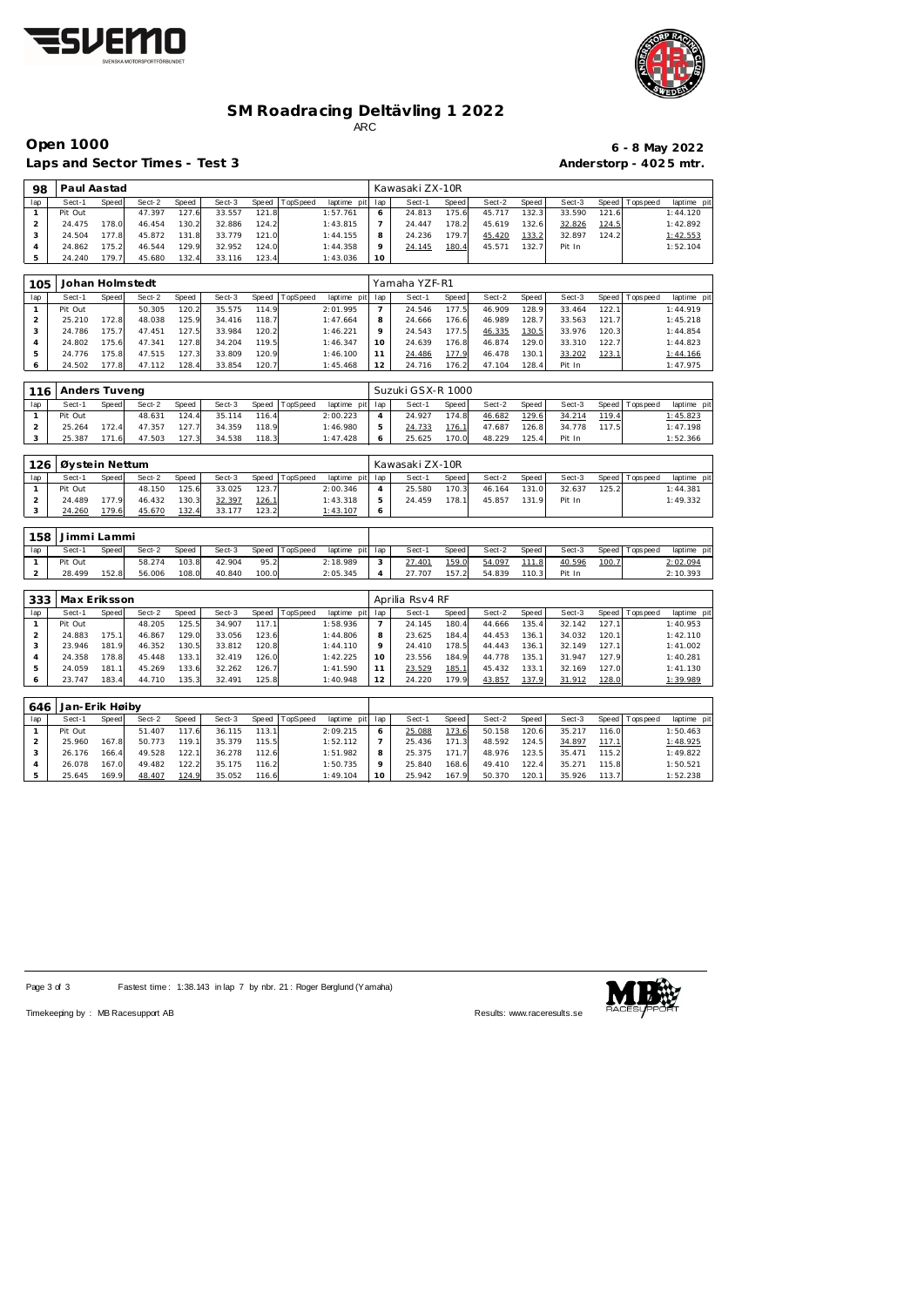# SM Roadracing Deltävling 1 2022

ARC

## Open 1000

**Laps and Sector Times - Test 3**

**6 - 8 May 2022**

**Anderstorp - 4025 mtr.**

| 98 | Paul Aastad | | | | | | | | | Kawasaki ZX-10R | | | | | | | |
|---|---|---|---|---|---|---|---|---|---|---|---|---|---|---|---|---|---|
| lap | Sect-1 | Speed | Sect-2 | Speed | Sect-3 | Speed | TopSpeed | laptime pit | lap | Sect-1 | Speed | Sect-2 | Speed | Sect-3 | Speed | Topspeed | laptime pit |
| 1 | Pit Out | | 47.397 | 127.6 | 33.557 | 121.8 | | 1:57.761 | 6 | 24.813 | 175.6 | 45.717 | 132.3 | 33.590 | 121.6 | | 1:44.120 |
| 2 | 24.475 | 178.0 | 46.454 | 130.2 | 32.886 | 124.2 | | 1:43.815 | 7 | 24.447 | 178.2 | 45.619 | 132.6 | 32.826 | 124.5 | | 1:42.892 |
| 3 | 24.504 | 177.8 | 45.872 | 131.8 | 33.779 | 121.0 | | 1:44.155 | 8 | 24.236 | 179.7 | 45.420 | 133.2 | 32.897 | 124.2 | | 1:42.553 |
| 4 | 24.862 | 175.2 | 46.544 | 129.9 | 32.952 | 124.0 | | 1:44.358 | 9 | 24.145 | 180.4 | 45.571 | 132.7 | Pit In | | | 1:52.104 |
| 5 | 24.240 | 179.7 | 45.680 | 132.4 | 33.116 | 123.4 | | 1:43.036 | 10 | | | | | | | | |

| 105 | Johan Holmstedt | | | | | | | | | Yamaha YZF-R1 | | | | | | | |
|---|---|---|---|---|---|---|---|---|---|---|---|---|---|---|---|---|---|
| lap | Sect-1 | Speed | Sect-2 | Speed | Sect-3 | Speed | TopSpeed | laptime pit | lap | Sect-1 | Speed | Sect-2 | Speed | Sect-3 | Speed | Topspeed | laptime pit |
| 1 | Pit Out | | 50.305 | 120.2 | 35.575 | 114.9 | | 2:01.995 | 7 | 24.546 | 177.5 | 46.909 | 128.9 | 33.464 | 122.1 | | 1:44.919 |
| 2 | 25.210 | 172.8 | 48.038 | 125.9 | 34.416 | 118.7 | | 1:47.664 | 8 | 24.666 | 176.6 | 46.989 | 128.7 | 33.563 | 121.7 | | 1:45.218 |
| 3 | 24.786 | 175.7 | 47.451 | 127.5 | 33.984 | 120.2 | | 1:46.221 | 9 | 24.543 | 177.5 | 46.335 | 130.5 | 33.976 | 120.3 | | 1:44.854 |
| 4 | 24.802 | 175.6 | 47.341 | 127.8 | 34.204 | 119.5 | | 1:46.347 | 10 | 24.639 | 176.8 | 46.874 | 129.0 | 33.310 | 122.7 | | 1:44.823 |
| 5 | 24.776 | 175.8 | 47.515 | 127.3 | 33.809 | 120.9 | | 1:46.100 | 11 | 24.486 | 177.9 | 46.478 | 130.1 | 33.202 | 123.1 | | 1:44.166 |
| 6 | 24.502 | 177.8 | 47.112 | 128.4 | 33.854 | 120.7 | | 1:45.468 | 12 | 24.716 | 176.2 | 47.104 | 128.4 | Pit In | | | 1:47.975 |

| 116 | Anders Tuveng | | | | | | | | | Suzuki GSX-R 1000 | | | | | | | |
|---|---|---|---|---|---|---|---|---|---|---|---|---|---|---|---|---|---|
| lap | Sect-1 | Speed | Sect-2 | Speed | Sect-3 | Speed | TopSpeed | laptime pit | lap | Sect-1 | Speed | Sect-2 | Speed | Sect-3 | Speed | Topspeed | laptime pit |
| 1 | Pit Out | | 48.631 | 124.4 | 35.114 | 116.4 | | 2:00.223 | 4 | 24.927 | 174.8 | 46.682 | 129.6 | 34.214 | 119.4 | | 1:45.823 |
| 2 | 25.264 | 172.4 | 47.357 | 127.7 | 34.359 | 118.9 | | 1:46.980 | 5 | 24.733 | 176.1 | 47.687 | 126.8 | 34.778 | 117.5 | | 1:47.198 |
| 3 | 25.387 | 171.6 | 47.503 | 127.3 | 34.538 | 118.3 | | 1:47.428 | 6 | 25.625 | 170.0 | 48.229 | 125.4 | Pit In | | | 1:52.366 |

| 126 | Øystein Nettum | | | | | | | | | Kawasaki ZX-10R | | | | | | | |
|---|---|---|---|---|---|---|---|---|---|---|---|---|---|---|---|---|---|
| lap | Sect-1 | Speed | Sect-2 | Speed | Sect-3 | Speed | TopSpeed | laptime pit | lap | Sect-1 | Speed | Sect-2 | Speed | Sect-3 | Speed | Topspeed | laptime pit |
| 1 | Pit Out | | 48.150 | 125.6 | 33.025 | 123.7 | | 2:00.346 | 4 | 25.580 | 170.3 | 46.164 | 131.0 | 32.637 | 125.2 | | 1:44.381 |
| 2 | 24.489 | 177.9 | 46.432 | 130.3 | 32.397 | 126.1 | | 1:43.318 | 5 | 24.459 | 178.1 | 45.857 | 131.9 | Pit In | | | 1:49.332 |
| 3 | 24.260 | 179.6 | 45.670 | 132.4 | 33.177 | 123.2 | | 1:43.107 | 6 | | | | | | | | |

| 158 | Jimmi Lammi | | | | | | | | | | | | | | | | |
|---|---|---|---|---|---|---|---|---|---|---|---|---|---|---|---|---|---|
| lap | Sect-1 | Speed | Sect-2 | Speed | Sect-3 | Speed | TopSpeed | laptime pit | lap | Sect-1 | Speed | Sect-2 | Speed | Sect-3 | Speed | Topspeed | laptime pit |
| 1 | Pit Out | | 58.274 | 103.8 | 42.904 | 95.2 | | 2:18.989 | 3 | 27.401 | 159.0 | 54.097 | 111.8 | 40.596 | 100.7 | | 2:02.094 |
| 2 | 28.499 | 152.8 | 56.006 | 108.0 | 40.840 | 100.0 | | 2:05.345 | 4 | 27.707 | 157.2 | 54.839 | 110.3 | Pit In | | | 2:10.393 |

| 333 | Max Eriksson | | | | | | | | | Aprilia Rsv4 RF | | | | | | | |
|---|---|---|---|---|---|---|---|---|---|---|---|---|---|---|---|---|---|
| lap | Sect-1 | Speed | Sect-2 | Speed | Sect-3 | Speed | TopSpeed | laptime pit | lap | Sect-1 | Speed | Sect-2 | Speed | Sect-3 | Speed | Topspeed | laptime pit |
| 1 | Pit Out | | 48.205 | 125.5 | 34.907 | 117.1 | | 1:58.936 | 7 | 24.145 | 180.4 | 44.666 | 135.4 | 32.142 | 127.1 | | 1:40.953 |
| 2 | 24.883 | 175.1 | 46.867 | 129.0 | 33.056 | 123.6 | | 1:44.806 | 8 | 23.625 | 184.4 | 44.453 | 136.1 | 34.032 | 120.1 | | 1:42.110 |
| 3 | 23.946 | 181.9 | 46.352 | 130.5 | 33.812 | 120.8 | | 1:44.110 | 9 | 24.410 | 178.5 | 44.443 | 136.1 | 32.149 | 127.1 | | 1:41.002 |
| 4 | 24.358 | 178.8 | 45.448 | 133.1 | 32.419 | 126.0 | | 1:42.225 | 10 | 23.556 | 184.9 | 44.778 | 135.1 | 31.947 | 127.9 | | 1:40.281 |
| 5 | 24.059 | 181.1 | 45.269 | 133.6 | 32.262 | 126.7 | | 1:41.590 | 11 | 23.529 | 185.1 | 45.432 | 133.1 | 32.169 | 127.0 | | 1:41.130 |
| 6 | 23.747 | 183.4 | 44.710 | 135.3 | 32.491 | 125.8 | | 1:40.948 | 12 | 24.220 | 179.9 | 43.857 | 137.9 | 31.912 | 128.0 | | 1:39.989 |

| 646 | Jan-Erik Høiby | | | | | | | | | | | | | | | | |
|---|---|---|---|---|---|---|---|---|---|---|---|---|---|---|---|---|---|
| lap | Sect-1 | Speed | Sect-2 | Speed | Sect-3 | Speed | TopSpeed | laptime pit | lap | Sect-1 | Speed | Sect-2 | Speed | Sect-3 | Speed | Topspeed | laptime pit |
| 1 | Pit Out | | 51.407 | 117.6 | 36.115 | 113.1 | | 2:09.215 | 6 | 25.088 | 173.6 | 50.158 | 120.6 | 35.217 | 116.0 | | 1:50.463 |
| 2 | 25.960 | 167.8 | 50.773 | 119.1 | 35.379 | 115.5 | | 1:52.112 | 7 | 25.436 | 171.3 | 48.592 | 124.5 | 34.897 | 117.1 | | 1:48.925 |
| 3 | 26.176 | 166.4 | 49.528 | 122.1 | 36.278 | 112.6 | | 1:51.982 | 8 | 25.375 | 171.7 | 48.976 | 123.5 | 35.471 | 115.2 | | 1:49.822 |
| 4 | 26.078 | 167.0 | 49.482 | 122.2 | 35.175 | 116.2 | | 1:50.735 | 9 | 25.840 | 168.6 | 49.410 | 122.4 | 35.271 | 115.8 | | 1:50.521 |
| 5 | 25.645 | 169.9 | 48.407 | 124.9 | 35.052 | 116.6 | | 1:49.104 | 10 | 25.942 | 167.9 | 50.370 | 120.1 | 35.926 | 113.7 | | 1:52.238 |

Fastest time : 1:38.143 in lap 7 by nbr. 21 : Roger Berglund (Yamaha)

Timekeeping by : MB Racesupport AB

Results: www.raceresults.se